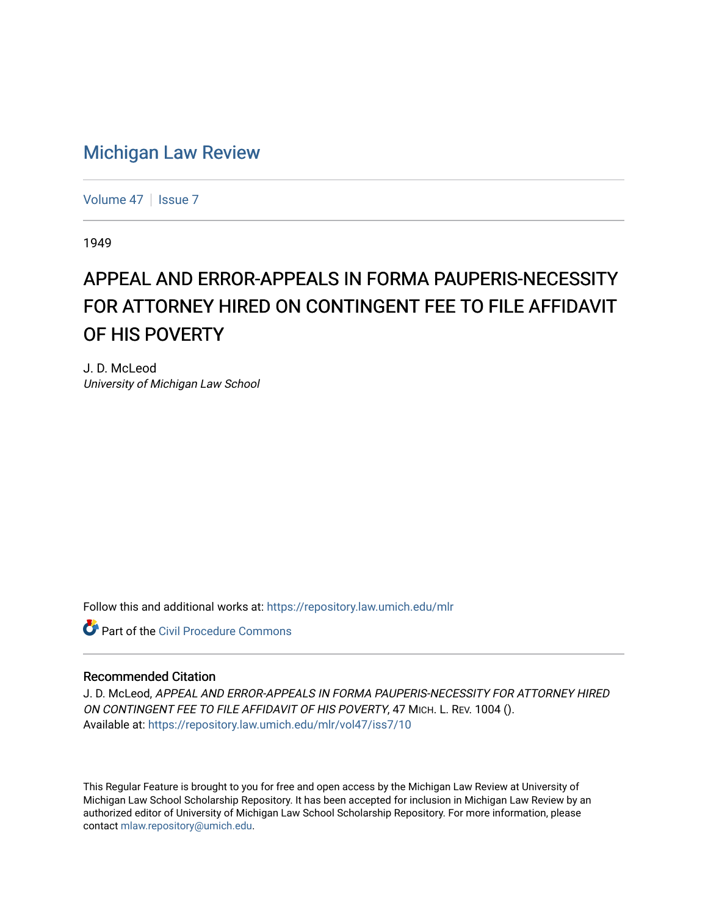# Michigan Law Review

Volume 47 | Issue 7

1949

## APPEAL AND ERROR-APPEALS IN FORMA PAUPERIS-NECESSITY FOR ATTORNEY HIRED ON CONTINGENT FEE TO FILE AFFIDAVIT OF HIS POVERTY

J. D. McLeod
*University of Michigan Law School*

Follow this and additional works at: https://repository.law.umich.edu/mlr

Part of the Civil Procedure Commons

### Recommended Citation

J. D. McLeod, *APPEAL AND ERROR-APPEALS IN FORMA PAUPERIS-NECESSITY FOR ATTORNEY HIRED ON CONTINGENT FEE TO FILE AFFIDAVIT OF HIS POVERTY*, 47 MICH. L. REV. 1004 ().
Available at: https://repository.law.umich.edu/mlr/vol47/iss7/10

This Regular Feature is brought to you for free and open access by the Michigan Law Review at University of Michigan Law School Scholarship Repository. It has been accepted for inclusion in Michigan Law Review by an authorized editor of University of Michigan Law School Scholarship Repository. For more information, please contact mlaw.repository@umich.edu.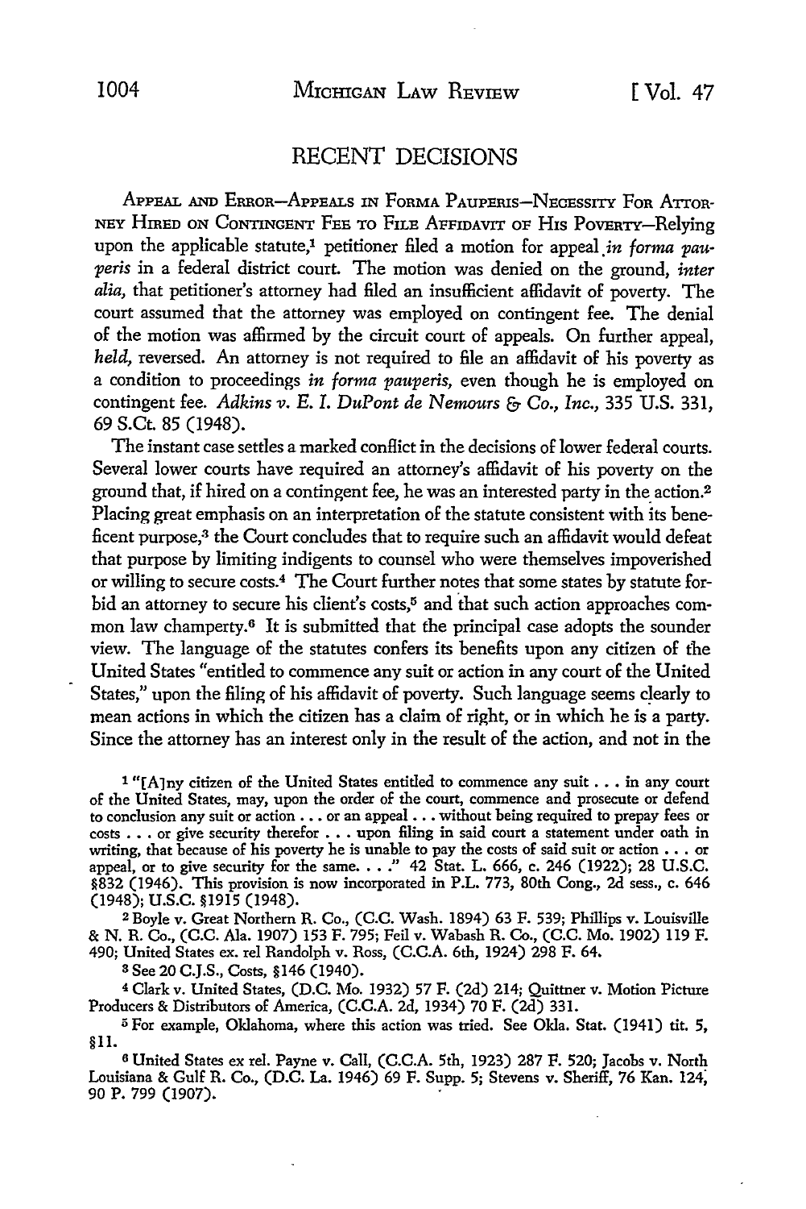## RECENT DECISIONS

APPEAL AND ERROR—APPEALS IN FORMA PAUPERIS—NECESSITY FOR ATTORNEY HIRED ON CONTINGENT FEE TO FILE AFFIDAVIT OF HIS POVERTY—Relying upon the applicable statute,[1] petitioner filed a motion for appeal *in forma pauperis* in a federal district court. The motion was denied on the ground, *inter alia*, that petitioner's attorney had filed an insufficient affidavit of poverty. The court assumed that the attorney was employed on contingent fee. The denial of the motion was affirmed by the circuit court of appeals. On further appeal, *held*, reversed. An attorney is not required to file an affidavit of his poverty as a condition to proceedings *in forma pauperis*, even though he is employed on contingent fee. *Adkins v. E. I. DuPont de Nemours & Co., Inc.*, 335 U.S. 331, 69 S.Ct. 85 (1948).

The instant case settles a marked conflict in the decisions of lower federal courts. Several lower courts have required an attorney's affidavit of his poverty on the ground that, if hired on a contingent fee, he was an interested party in the action.[2] Placing great emphasis on an interpretation of the statute consistent with its beneficent purpose,[3] the Court concludes that to require such an affidavit would defeat that purpose by limiting indigents to counsel who were themselves impoverished or willing to secure costs.[4] The Court further notes that some states by statute forbid an attorney to secure his client's costs,[5] and that such action approaches common law champerty.[6] It is submitted that the principal case adopts the sounder view. The language of the statutes confers its benefits upon any citizen of the United States "entitled to commence any suit or action in any court of the United States," upon the filing of his affidavit of poverty. Such language seems clearly to mean actions in which the citizen has a claim of right, or in which he is a party. Since the attorney has an interest only in the result of the action, and not in the

---

[1] "[A]ny citizen of the United States entitled to commence any suit . . . in any court of the United States, may, upon the order of the court, commence and prosecute or defend to conclusion any suit or action . . . or an appeal . . . without being required to prepay fees or costs . . . or give security therefor . . . upon filing in said court a statement under oath in writing, that because of his poverty he is unable to pay the costs of said suit or action . . . or appeal, or to give security for the same. . . ." 42 Stat. L. 666, c. 246 (1922); 28 U.S.C. §832 (1946). This provision is now incorporated in P.L. 773, 80th Cong., 2d sess., c. 646 (1948); U.S.C. §1915 (1948).

[2] Boyle v. Great Northern R. Co., (C.C. Wash. 1894) 63 F. 539; Phillips v. Louisville & N. R. Co., (C.C. Ala. 1907) 153 F. 795; Feil v. Wabash R. Co., (C.C. Mo. 1902) 119 F. 490; United States ex. rel Randolph v. Ross, (C.C.A. 6th, 1924) 298 F. 64.

[3] See 20 C.J.S., Costs, §146 (1940).

[4] Clark v. United States, (D.C. Mo. 1932) 57 F. (2d) 214; Quittner v. Motion Picture Producers & Distributors of America, (C.C.A. 2d, 1934) 70 F. (2d) 331.

[5] For example, Oklahoma, where this action was tried. See Okla. Stat. (1941) tit. 5, §11.

[6] United States ex rel. Payne v. Call, (C.C.A. 5th, 1923) 287 F. 520; Jacobs v. North Louisiana & Gulf R. Co., (D.C. La. 1946) 69 F. Supp. 5; Stevens v. Sheriff, 76 Kan. 124, 90 P. 799 (1907).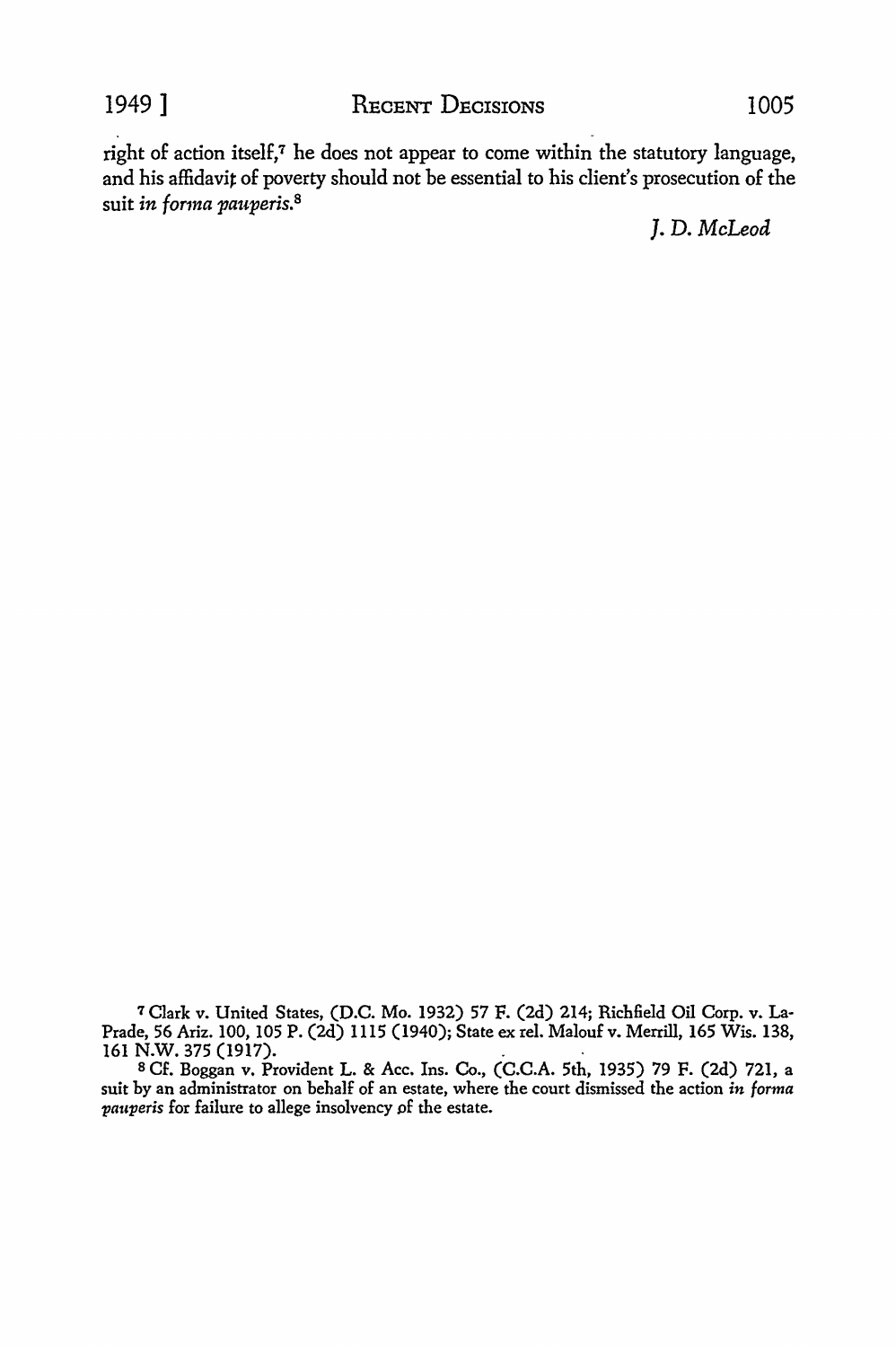right of action itself,[7] he does not appear to come within the statutory language, and his affidavit of poverty should not be essential to his client's prosecution of the suit *in forma pauperis.*[8]

*J. D. McLeod*

---

[7] Clark v. United States, (D.C. Mo. 1932) 57 F. (2d) 214; Richfield Oil Corp. v. LaPrade, 56 Ariz. 100, 105 P. (2d) 1115 (1940); State ex rel. Malouf v. Merrill, 165 Wis. 138, 161 N.W. 375 (1917).

[8] Cf. Boggan v. Provident L. & Acc. Ins. Co., (C.C.A. 5th, 1935) 79 F. (2d) 721, a suit by an administrator on behalf of an estate, where the court dismissed the action *in forma pauperis* for failure to allege insolvency of the estate.